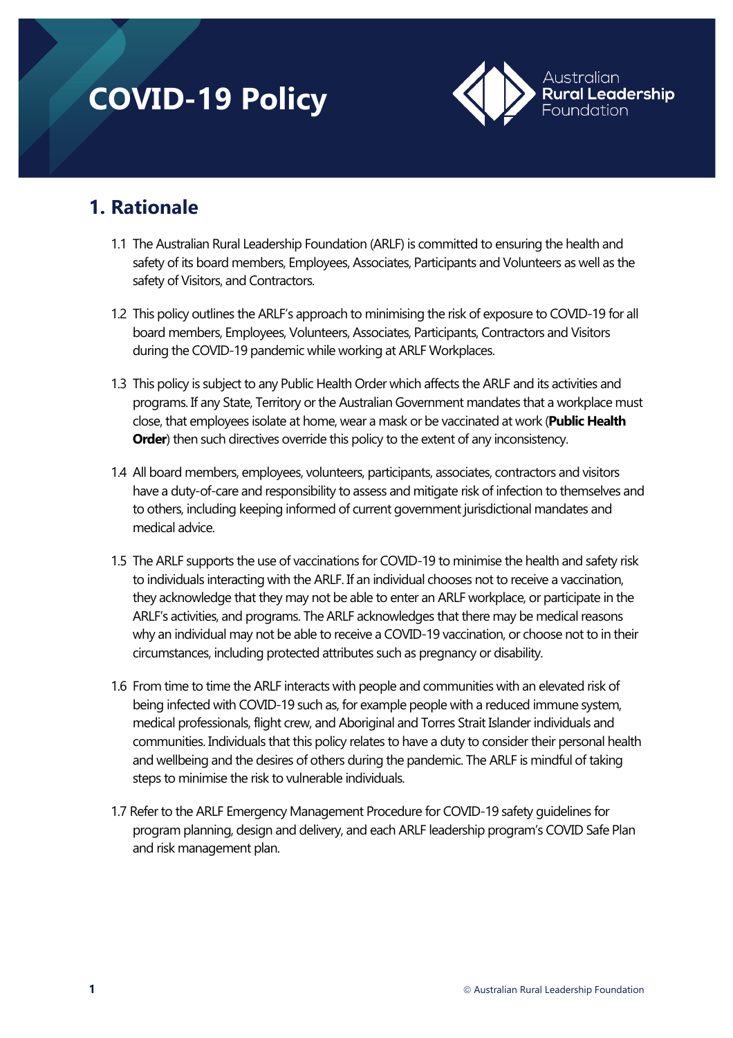# COVID-19 Policy

Australian **Rural Leadership** Foundation

## 1. Rationale

1.1 The Australian Rural Leadership Foundation (ARLF) is committed to ensuring the health and safety of its board members, Employees, Associates, Participants and Volunteers as well as the safety of Visitors, and Contractors.

1.2 This policy outlines the ARLF's approach to minimising the risk of exposure to COVID-19 for all board members, Employees, Volunteers, Associates, Participants, Contractors and Visitors during the COVID-19 pandemic while working at ARLF Workplaces.

1.3 This policy is subject to any Public Health Order which affects the ARLF and its activities and programs. If any State, Territory or the Australian Government mandates that a workplace must close, that employees isolate at home, wear a mask or be vaccinated at work (**Public Health Order**) then such directives override this policy to the extent of any inconsistency.

1.4 All board members, employees, volunteers, participants, associates, contractors and visitors have a duty-of-care and responsibility to assess and mitigate risk of infection to themselves and to others, including keeping informed of current government jurisdictional mandates and medical advice.

1.5 The ARLF supports the use of vaccinations for COVID-19 to minimise the health and safety risk to individuals interacting with the ARLF. If an individual chooses not to receive a vaccination, they acknowledge that they may not be able to enter an ARLF workplace, or participate in the ARLF's activities, and programs. The ARLF acknowledges that there may be medical reasons why an individual may not be able to receive a COVID-19 vaccination, or choose not to in their circumstances, including protected attributes such as pregnancy or disability.

1.6 From time to time the ARLF interacts with people and communities with an elevated risk of being infected with COVID-19 such as, for example people with a reduced immune system, medical professionals, flight crew, and Aboriginal and Torres Strait Islander individuals and communities. Individuals that this policy relates to have a duty to consider their personal health and wellbeing and the desires of others during the pandemic. The ARLF is mindful of taking steps to minimise the risk to vulnerable individuals.

1.7 Refer to the ARLF Emergency Management Procedure for COVID-19 safety guidelines for program planning, design and delivery, and each ARLF leadership program's COVID Safe Plan and risk management plan.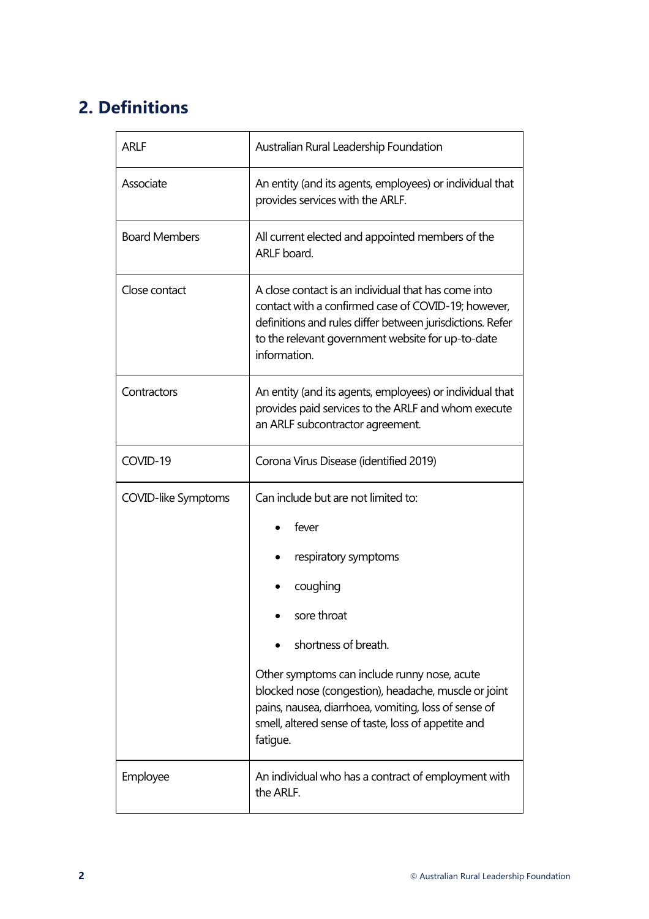## 2. Definitions

| | |
|---|---|
| ARLF | Australian Rural Leadership Foundation |
| Associate | An entity (and its agents, employees) or individual that provides services with the ARLF. |
| Board Members | All current elected and appointed members of the ARLF board. |
| Close contact | A close contact is an individual that has come into contact with a confirmed case of COVID-19; however, definitions and rules differ between jurisdictions. Refer to the relevant government website for up-to-date information. |
| Contractors | An entity (and its agents, employees) or individual that provides paid services to the ARLF and whom execute an ARLF subcontractor agreement. |
| COVID-19 | Corona Virus Disease (identified 2019) |
| COVID-like Symptoms | Can include but are not limited to:<br>• fever<br>• respiratory symptoms<br>• coughing<br>• sore throat<br>• shortness of breath.<br><br>Other symptoms can include runny nose, acute blocked nose (congestion), headache, muscle or joint pains, nausea, diarrhoea, vomiting, loss of sense of smell, altered sense of taste, loss of appetite and fatigue. |
| Employee | An individual who has a contract of employment with the ARLF. |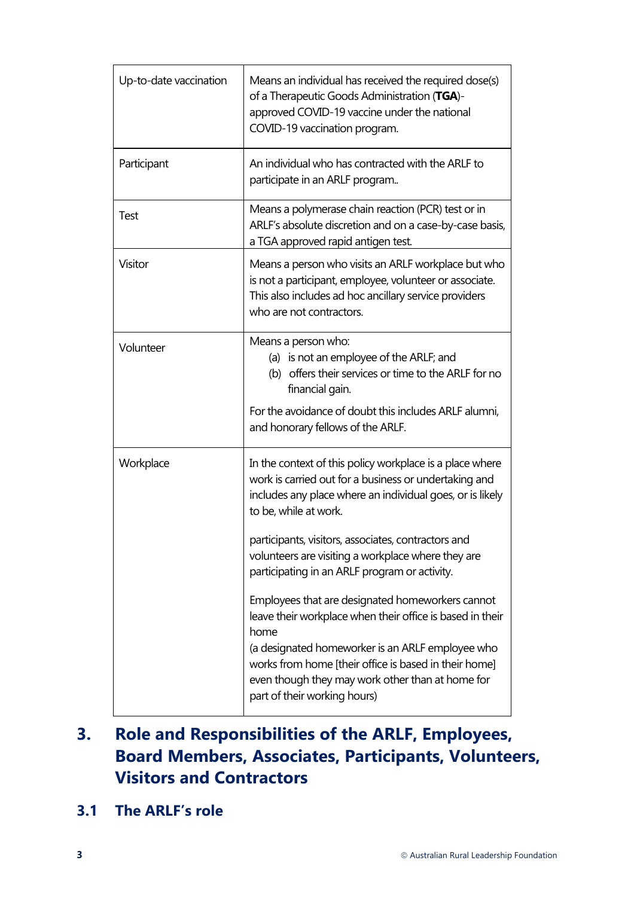| | |
|---|---|
| Up-to-date vaccination | Means an individual has received the required dose(s) of a Therapeutic Goods Administration (**TGA**)-approved COVID-19 vaccine under the national COVID-19 vaccination program. |
| Participant | An individual who has contracted with the ARLF to participate in an ARLF program.. |
| Test | Means a polymerase chain reaction (PCR) test or in ARLF's absolute discretion and on a case-by-case basis, a TGA approved rapid antigen test. |
| Visitor | Means a person who visits an ARLF workplace but who is not a participant, employee, volunteer or associate. This also includes ad hoc ancillary service providers who are not contractors. |
| Volunteer | Means a person who:<br>(a) is not an employee of the ARLF; and<br>(b) offers their services or time to the ARLF for no financial gain.<br><br>For the avoidance of doubt this includes ARLF alumni, and honorary fellows of the ARLF. |
| Workplace | In the context of this policy workplace is a place where work is carried out for a business or undertaking and includes any place where an individual goes, or is likely to be, while at work.<br><br>participants, visitors, associates, contractors and volunteers are visiting a workplace where they are participating in an ARLF program or activity.<br><br>Employees that are designated homeworkers cannot leave their workplace when their office is based in their home<br>(a designated homeworker is an ARLF employee who works from home [their office is based in their home] even though they may work other than at home for part of their working hours) |

# 3. Role and Responsibilities of the ARLF, Employees, Board Members, Associates, Participants, Volunteers, Visitors and Contractors

## 3.1 The ARLF's role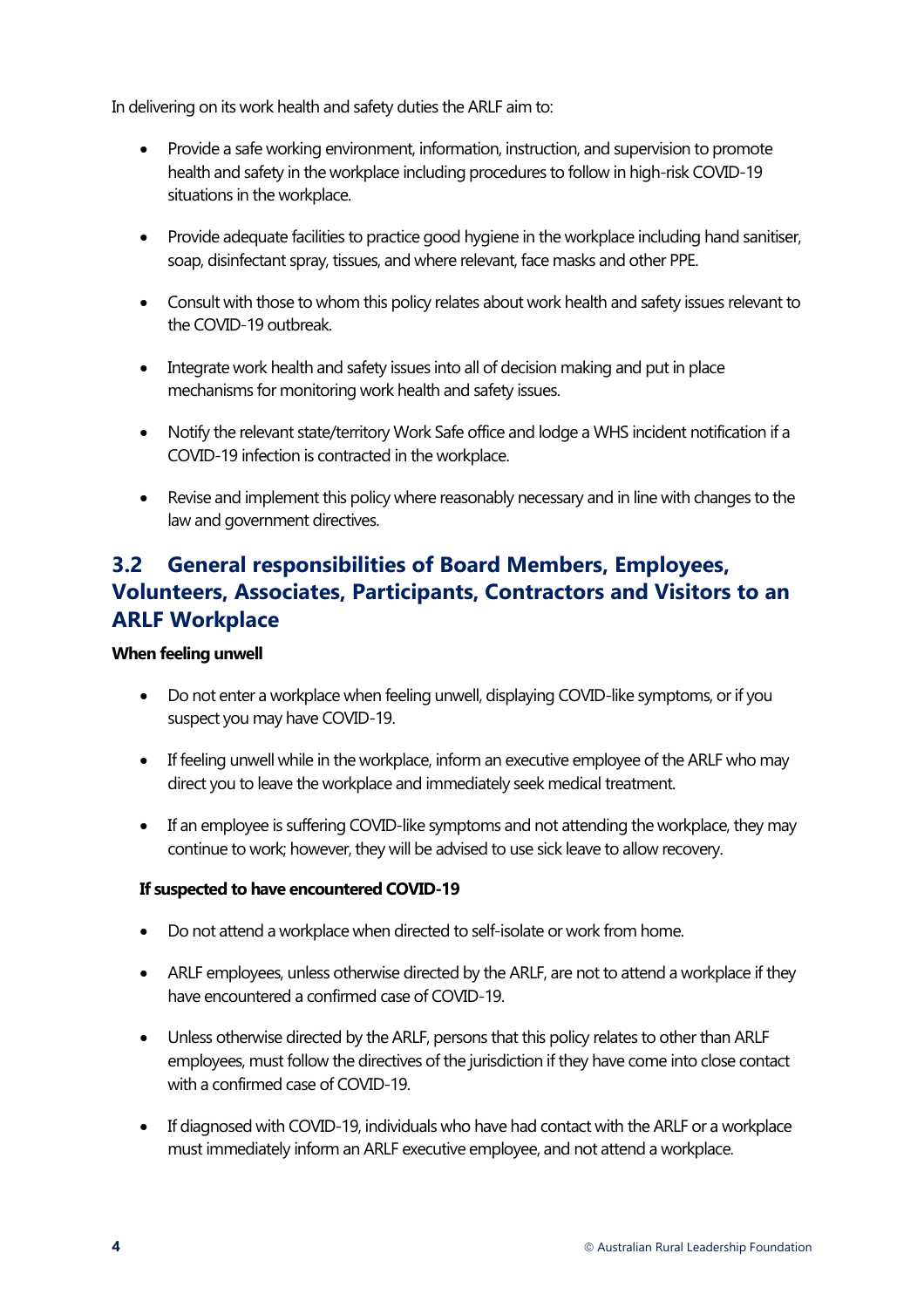In delivering on its work health and safety duties the ARLF aim to:

- Provide a safe working environment, information, instruction, and supervision to promote health and safety in the workplace including procedures to follow in high-risk COVID-19 situations in the workplace.
- Provide adequate facilities to practice good hygiene in the workplace including hand sanitiser, soap, disinfectant spray, tissues, and where relevant, face masks and other PPE.
- Consult with those to whom this policy relates about work health and safety issues relevant to the COVID-19 outbreak.
- Integrate work health and safety issues into all of decision making and put in place mechanisms for monitoring work health and safety issues.
- Notify the relevant state/territory Work Safe office and lodge a WHS incident notification if a COVID-19 infection is contracted in the workplace.
- Revise and implement this policy where reasonably necessary and in line with changes to the law and government directives.

## 3.2 General responsibilities of Board Members, Employees, Volunteers, Associates, Participants, Contractors and Visitors to an ARLF Workplace

**When feeling unwell**

- Do not enter a workplace when feeling unwell, displaying COVID-like symptoms, or if you suspect you may have COVID-19.
- If feeling unwell while in the workplace, inform an executive employee of the ARLF who may direct you to leave the workplace and immediately seek medical treatment.
- If an employee is suffering COVID-like symptoms and not attending the workplace, they may continue to work; however, they will be advised to use sick leave to allow recovery.

**If suspected to have encountered COVID-19**

- Do not attend a workplace when directed to self-isolate or work from home.
- ARLF employees, unless otherwise directed by the ARLF, are not to attend a workplace if they have encountered a confirmed case of COVID-19.
- Unless otherwise directed by the ARLF, persons that this policy relates to other than ARLF employees, must follow the directives of the jurisdiction if they have come into close contact with a confirmed case of COVID-19.
- If diagnosed with COVID-19, individuals who have had contact with the ARLF or a workplace must immediately inform an ARLF executive employee, and not attend a workplace.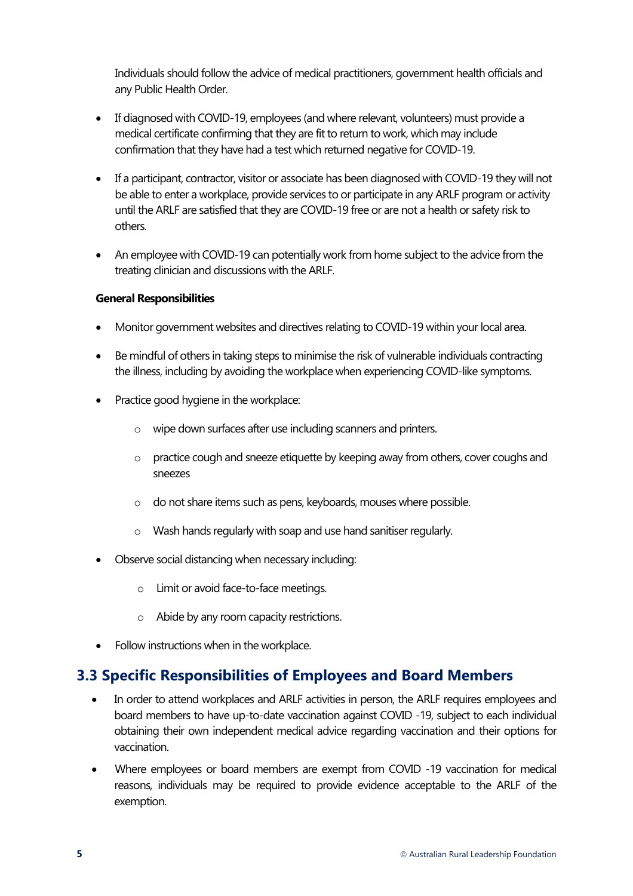Individuals should follow the advice of medical practitioners, government health officials and any Public Health Order.

- If diagnosed with COVID-19, employees (and where relevant, volunteers) must provide a medical certificate confirming that they are fit to return to work, which may include confirmation that they have had a test which returned negative for COVID-19.

- If a participant, contractor, visitor or associate has been diagnosed with COVID-19 they will not be able to enter a workplace, provide services to or participate in any ARLF program or activity until the ARLF are satisfied that they are COVID-19 free or are not a health or safety risk to others.

- An employee with COVID-19 can potentially work from home subject to the advice from the treating clinician and discussions with the ARLF.

**General Responsibilities**

- Monitor government websites and directives relating to COVID-19 within your local area.

- Be mindful of others in taking steps to minimise the risk of vulnerable individuals contracting the illness, including by avoiding the workplace when experiencing COVID-like symptoms.

- Practice good hygiene in the workplace:
  - wipe down surfaces after use including scanners and printers.
  - practice cough and sneeze etiquette by keeping away from others, cover coughs and sneezes
  - do not share items such as pens, keyboards, mouses where possible.
  - Wash hands regularly with soap and use hand sanitiser regularly.

- Observe social distancing when necessary including:
  - Limit or avoid face-to-face meetings.
  - Abide by any room capacity restrictions.

- Follow instructions when in the workplace.

## 3.3 Specific Responsibilities of Employees and Board Members

- In order to attend workplaces and ARLF activities in person, the ARLF requires employees and board members to have up-to-date vaccination against COVID -19, subject to each individual obtaining their own independent medical advice regarding vaccination and their options for vaccination.

- Where employees or board members are exempt from COVID -19 vaccination for medical reasons, individuals may be required to provide evidence acceptable to the ARLF of the exemption.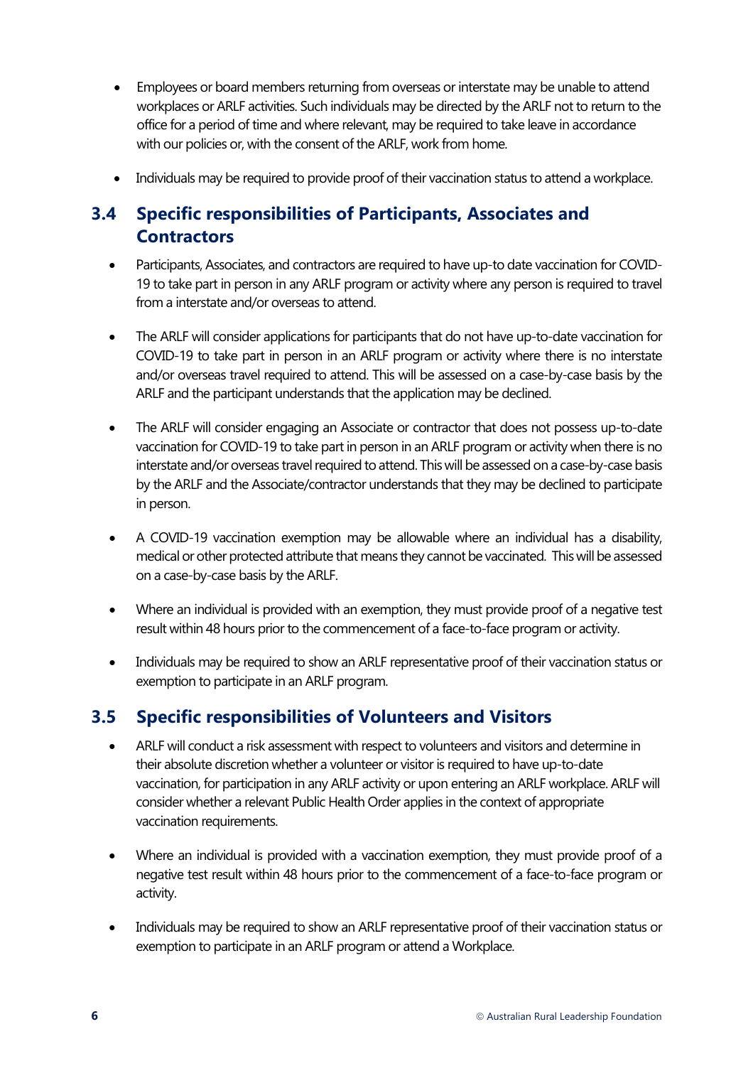- Employees or board members returning from overseas or interstate may be unable to attend workplaces or ARLF activities. Such individuals may be directed by the ARLF not to return to the office for a period of time and where relevant, may be required to take leave in accordance with our policies or, with the consent of the ARLF, work from home.
- Individuals may be required to provide proof of their vaccination status to attend a workplace.

## 3.4 Specific responsibilities of Participants, Associates and Contractors

- Participants, Associates, and contractors are required to have up-to date vaccination for COVID-19 to take part in person in any ARLF program or activity where any person is required to travel from a interstate and/or overseas to attend.
- The ARLF will consider applications for participants that do not have up-to-date vaccination for COVID-19 to take part in person in an ARLF program or activity where there is no interstate and/or overseas travel required to attend. This will be assessed on a case-by-case basis by the ARLF and the participant understands that the application may be declined.
- The ARLF will consider engaging an Associate or contractor that does not possess up-to-date vaccination for COVID-19 to take part in person in an ARLF program or activity when there is no interstate and/or overseas travel required to attend. This will be assessed on a case-by-case basis by the ARLF and the Associate/contractor understands that they may be declined to participate in person.
- A COVID-19 vaccination exemption may be allowable where an individual has a disability, medical or other protected attribute that means they cannot be vaccinated. This will be assessed on a case-by-case basis by the ARLF.
- Where an individual is provided with an exemption, they must provide proof of a negative test result within 48 hours prior to the commencement of a face-to-face program or activity.
- Individuals may be required to show an ARLF representative proof of their vaccination status or exemption to participate in an ARLF program.

## 3.5 Specific responsibilities of Volunteers and Visitors

- ARLF will conduct a risk assessment with respect to volunteers and visitors and determine in their absolute discretion whether a volunteer or visitor is required to have up-to-date vaccination, for participation in any ARLF activity or upon entering an ARLF workplace. ARLF will consider whether a relevant Public Health Order applies in the context of appropriate vaccination requirements.
- Where an individual is provided with a vaccination exemption, they must provide proof of a negative test result within 48 hours prior to the commencement of a face-to-face program or activity.
- Individuals may be required to show an ARLF representative proof of their vaccination status or exemption to participate in an ARLF program or attend a Workplace.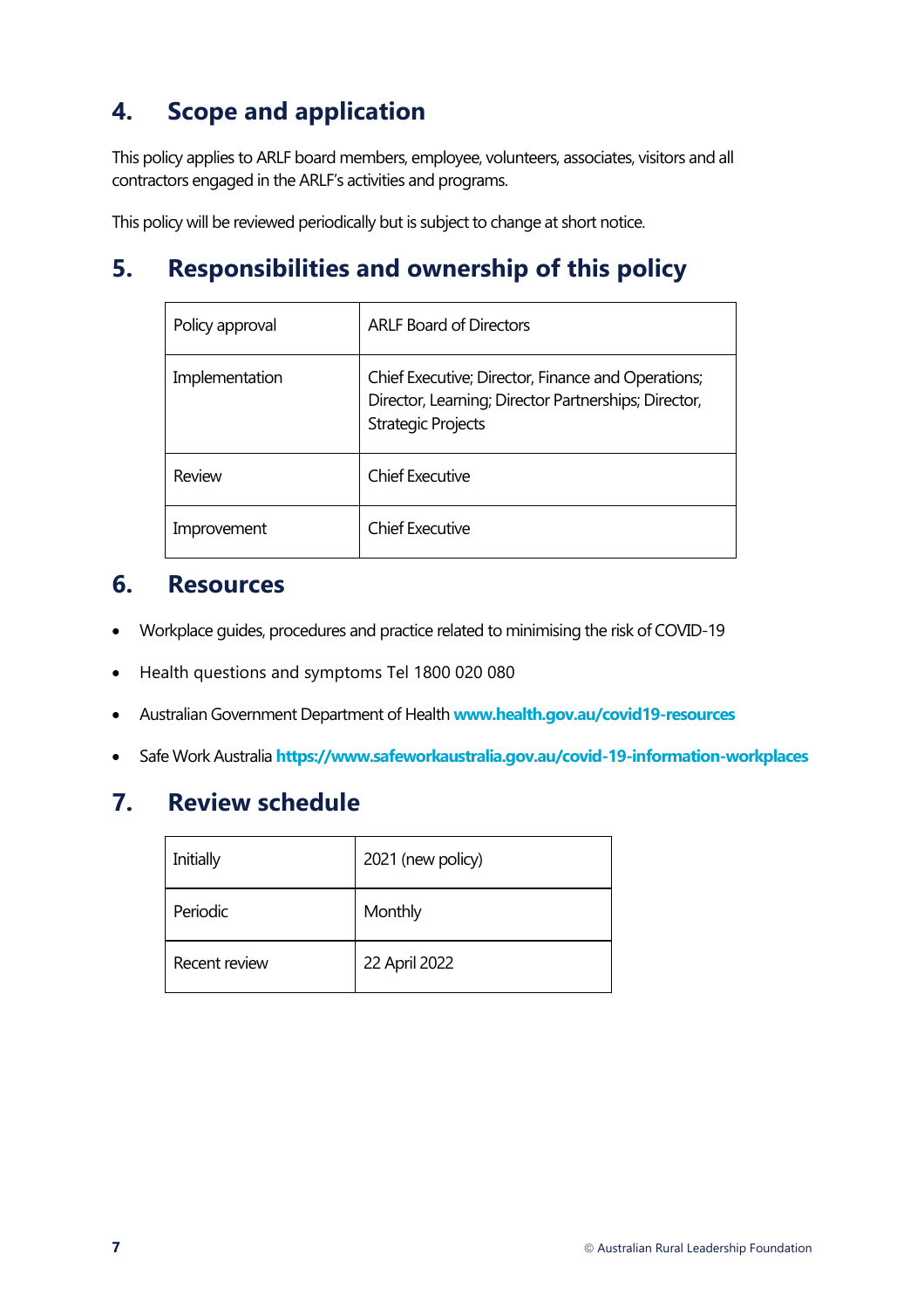## 4. Scope and application

This policy applies to ARLF board members, employee, volunteers, associates, visitors and all contractors engaged in the ARLF's activities and programs.

This policy will be reviewed periodically but is subject to change at short notice.

## 5. Responsibilities and ownership of this policy

| | |
|---|---|
| Policy approval | ARLF Board of Directors |
| Implementation | Chief Executive; Director, Finance and Operations; Director, Learning; Director Partnerships; Director, Strategic Projects |
| Review | Chief Executive |
| Improvement | Chief Executive |

## 6. Resources

- Workplace guides, procedures and practice related to minimising the risk of COVID-19
- Health questions and symptoms Tel 1800 020 080
- Australian Government Department of Health **www.health.gov.au/covid19-resources**
- Safe Work Australia **https://www.safeworkaustralia.gov.au/covid-19-information-workplaces**

## 7. Review schedule

| | |
|---|---|
| Initially | 2021 (new policy) |
| Periodic | Monthly |
| Recent review | 22 April 2022 |